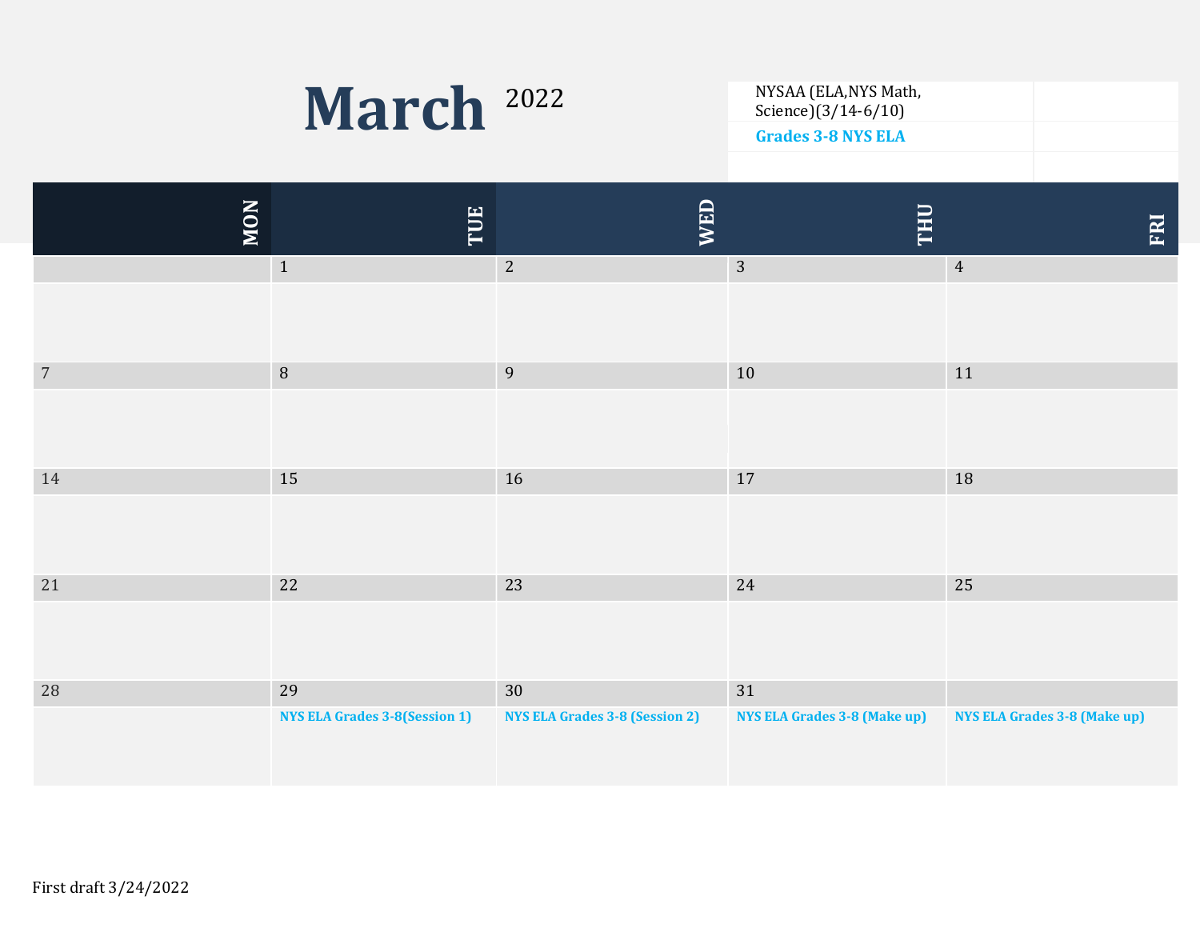# March 2022

| NYSAA (ELA,NYS Math, Science)(3/14-6/10) | |
|---|---|
| **Grades 3-8 NYS ELA** | |
| | |

| MON | TUE | WED | THU | FRI |
|---|---|---|---|---|
| | 1 | 2 | 3 | 4 |
| 7 | 8 | 9 | 10 | 11 |
| 14 | 15 | 16 | 17 | 18 |
| 21 | 22 | 23 | 24 | 25 |
| 28 | 29<br>**NYS ELA Grades 3-8(Session 1)** | 30<br>**NYS ELA Grades 3-8 (Session 2)** | 31<br>**NYS ELA Grades 3-8 (Make up)** | **NYS ELA Grades 3-8 (Make up)** |

First draft 3/24/2022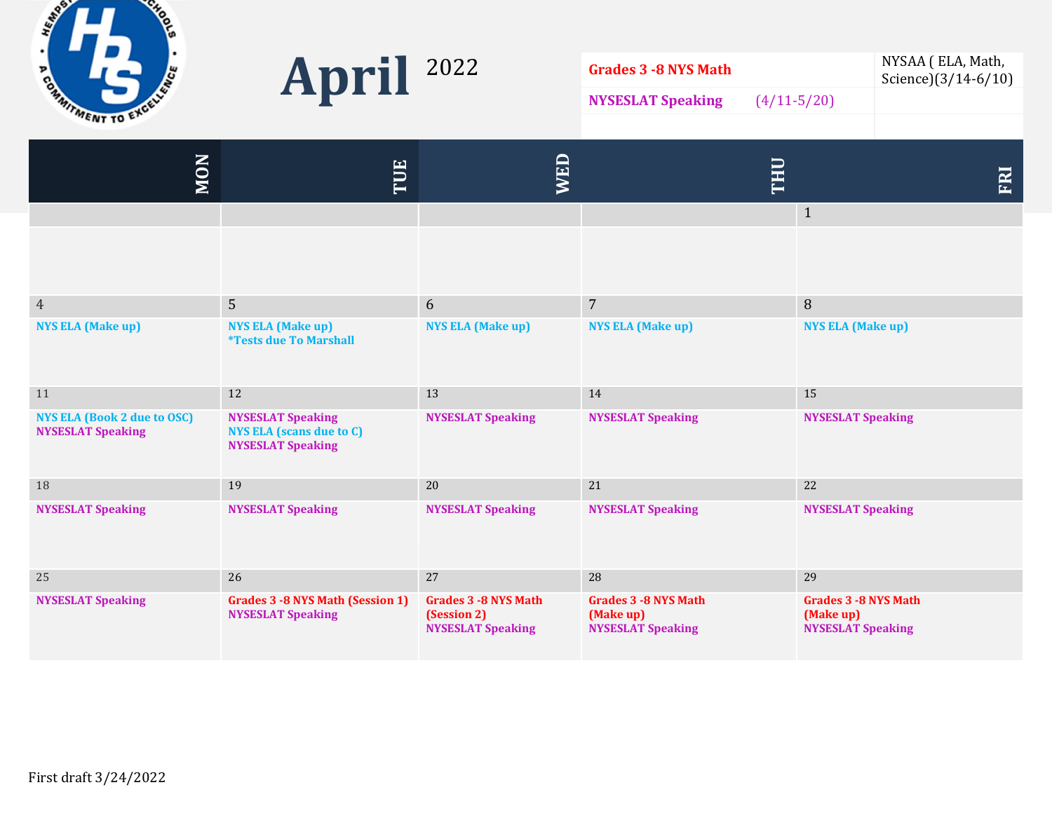# April 2022

| Grades 3 -8 NYS Math | NYSAA ( ELA, Math, Science)(3/14-6/10) |
|---|---|
| NYSESLAT Speaking (4/11-5/20) | |

| MON | TUE | WED | THU | FRI |
|---|---|---|---|---|
| | | | | 1 |
| 4<br>NYS ELA (Make up) | 5<br>NYS ELA (Make up)<br>*Tests due To Marshall | 6<br>NYS ELA (Make up) | 7<br>NYS ELA (Make up) | 8<br>NYS ELA (Make up) |
| 11<br>NYS ELA (Book 2 due to OSC)<br>NYSESLAT Speaking | 12<br>NYSESLAT Speaking<br>NYS ELA (scans due to C)<br>NYSESLAT Speaking | 13<br>NYSESLAT Speaking | 14<br>NYSESLAT Speaking | 15<br>NYSESLAT Speaking |
| 18<br>NYSESLAT Speaking | 19<br>NYSESLAT Speaking | 20<br>NYSESLAT Speaking | 21<br>NYSESLAT Speaking | 22<br>NYSESLAT Speaking |
| 25<br>NYSESLAT Speaking | 26<br>Grades 3 -8 NYS Math (Session 1)<br>NYSESLAT Speaking | 27<br>Grades 3 -8 NYS Math (Session 2)<br>NYSESLAT Speaking | 28<br>Grades 3 -8 NYS Math (Make up)<br>NYSESLAT Speaking | 29<br>Grades 3 -8 NYS Math (Make up)<br>NYSESLAT Speaking |

First draft 3/24/2022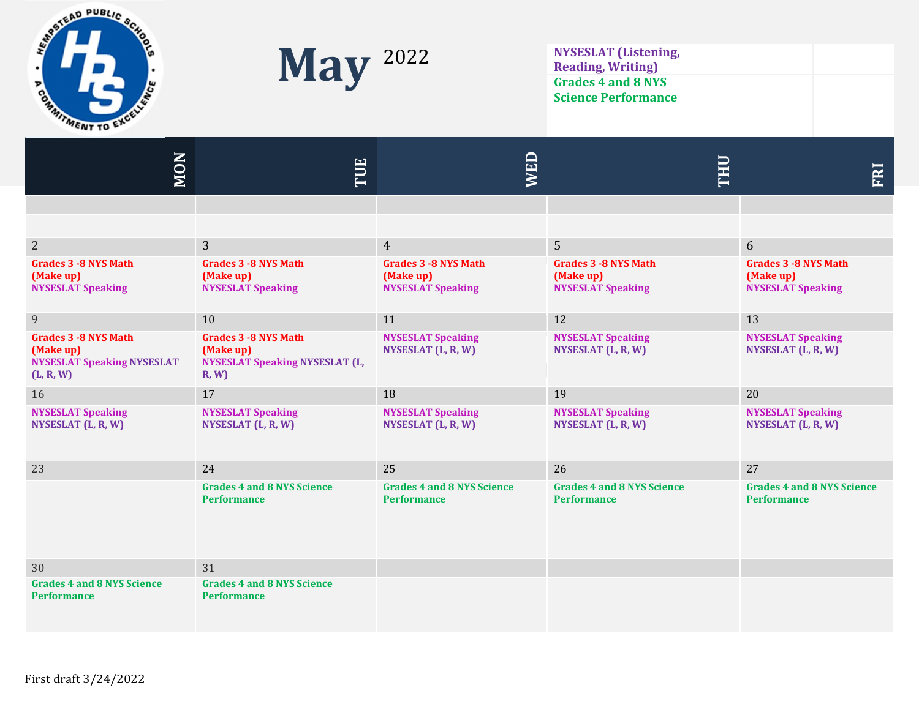# May 2022

**NYSESLAT (Listening, Reading, Writing)**
**Grades 4 and 8 NYS Science Performance**

| MON | TUE | WED | THU | FRI |
|---|---|---|---|---|
| | | | | |
| 2<br>**Grades 3 -8 NYS Math (Make up)**<br>**NYSESLAT Speaking** | 3<br>**Grades 3 -8 NYS Math (Make up)**<br>**NYSESLAT Speaking** | 4<br>**Grades 3 -8 NYS Math (Make up)**<br>**NYSESLAT Speaking** | 5<br>**Grades 3 -8 NYS Math (Make up)**<br>**NYSESLAT Speaking** | 6<br>**Grades 3 -8 NYS Math (Make up)**<br>**NYSESLAT Speaking** |
| 9<br>**Grades 3 -8 NYS Math (Make up)**<br>**NYSESLAT Speaking NYSESLAT (L, R, W)** | 10<br>**Grades 3 -8 NYS Math (Make up)**<br>**NYSESLAT Speaking NYSESLAT (L, R, W)** | 11<br>**NYSESLAT Speaking**<br>**NYSESLAT (L, R, W)** | 12<br>**NYSESLAT Speaking**<br>**NYSESLAT (L, R, W)** | 13<br>**NYSESLAT Speaking**<br>**NYSESLAT (L, R, W)** |
| 16<br>**NYSESLAT Speaking**<br>**NYSESLAT (L, R, W)** | 17<br>**NYSESLAT Speaking**<br>**NYSESLAT (L, R, W)** | 18<br>**NYSESLAT Speaking**<br>**NYSESLAT (L, R, W)** | 19<br>**NYSESLAT Speaking**<br>**NYSESLAT (L, R, W)** | 20<br>**NYSESLAT Speaking**<br>**NYSESLAT (L, R, W)** |
| 23 | 24<br>**Grades 4 and 8 NYS Science Performance** | 25<br>**Grades 4 and 8 NYS Science Performance** | 26<br>**Grades 4 and 8 NYS Science Performance** | 27<br>**Grades 4 and 8 NYS Science Performance** |
| 30<br>**Grades 4 and 8 NYS Science Performance** | 31<br>**Grades 4 and 8 NYS Science Performance** | | | |

First draft 3/24/2022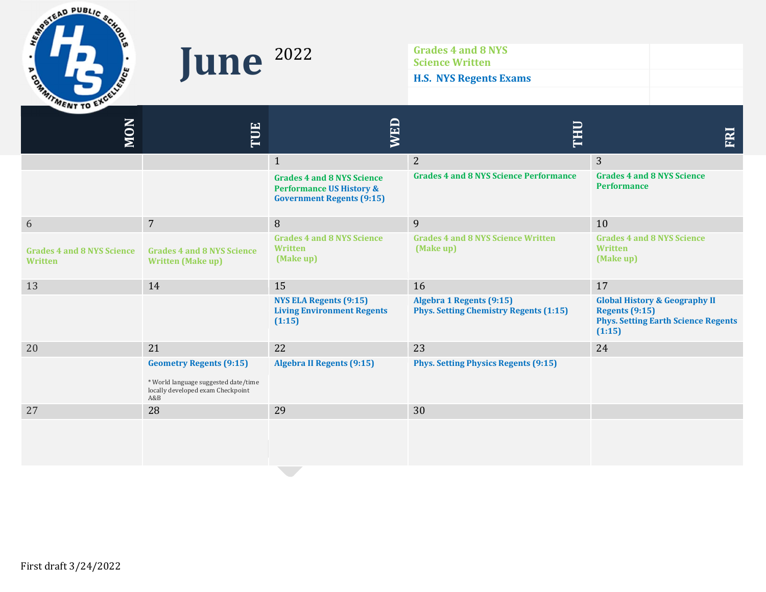# June 2022

| Grades 4 and 8 NYS Science Written |
|---|
| H.S. NYS Regents Exams |

| MON | TUE | WED | THU | FRI |
|---|---|---|---|---|
| | | 1 | 2 | 3 |
| | | Grades 4 and 8 NYS Science Performance US History & Government Regents (9:15) | Grades 4 and 8 NYS Science Performance | Grades 4 and 8 NYS Science Performance |
| 6 | 7 | 8 | 9 | 10 |
| Grades 4 and 8 NYS Science Written | Grades 4 and 8 NYS Science Written (Make up) | Grades 4 and 8 NYS Science Written (Make up) | Grades 4 and 8 NYS Science Written (Make up) | Grades 4 and 8 NYS Science Written (Make up) |
| 13 | 14 | 15 | 16 | 17 |
| | | NYS ELA Regents (9:15) Living Environment Regents (1:15) | Algebra 1 Regents (9:15) Phys. Setting Chemistry Regents (1:15) | Global History & Geography II Regents (9:15) Phys. Setting Earth Science Regents (1:15) |
| 20 | 21 | 22 | 23 | 24 |
| | Geometry Regents (9:15) * World language suggested date/time locally developed exam Checkpoint A&B | Algebra II Regents (9:15) | Phys. Setting Physics Regents (9:15) | |
| 27 | 28 | 29 | 30 | |
| | | | | |

First draft 3/24/2022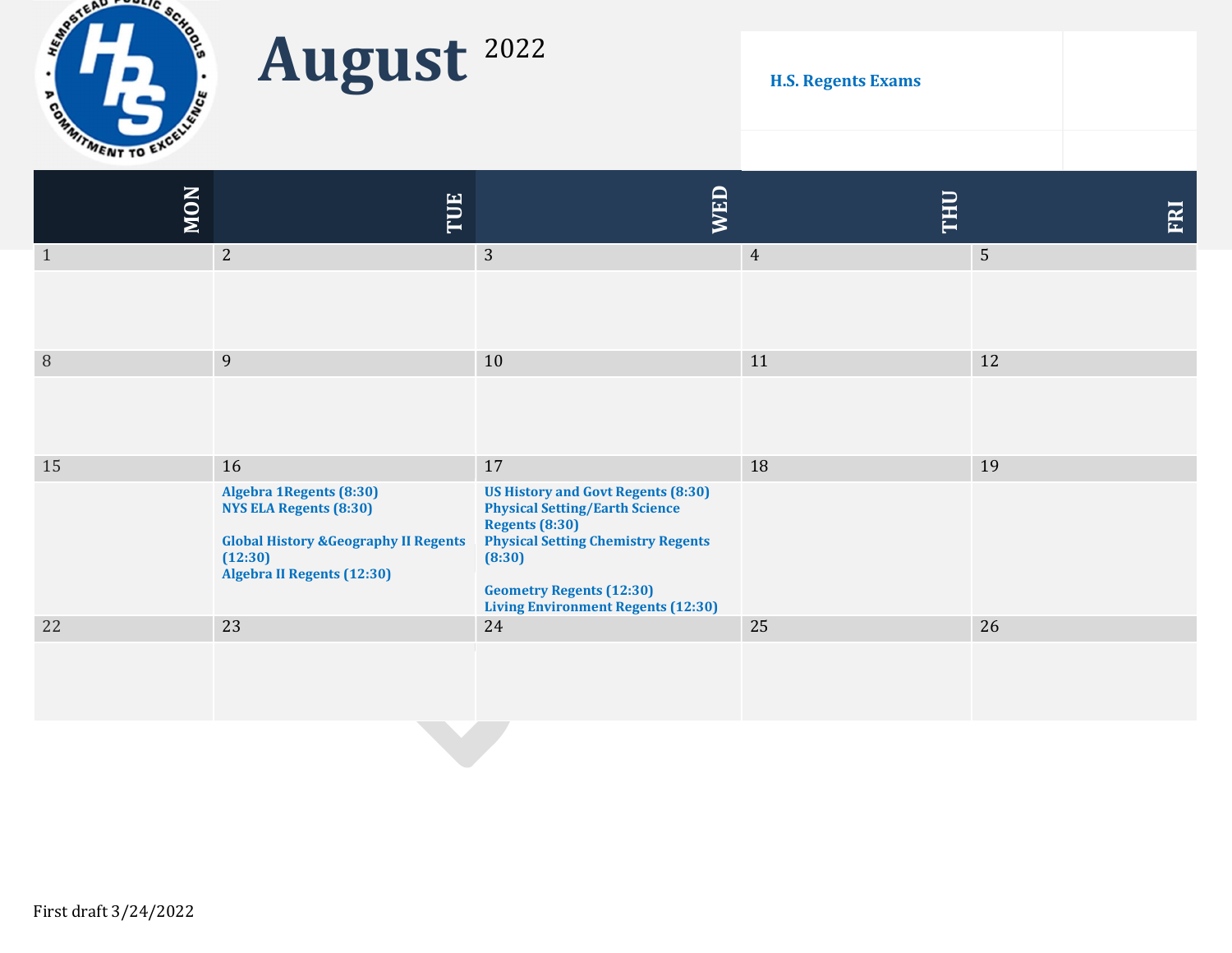# August 2022

**H.S. Regents Exams**

| MON | TUE | WED | THU | FRI |
|---|---|---|---|---|
| 1 | 2 | 3 | 4 | 5 |
| 8 | 9 | 10 | 11 | 12 |
| 15 | 16<br>**Algebra 1Regents (8:30)**<br>**NYS ELA Regents (8:30)**<br><br>**Global History &Geography II Regents (12:30)**<br>**Algebra II Regents (12:30)** | 17<br>**US History and Govt Regents (8:30)**<br>**Physical Setting/Earth Science Regents (8:30)**<br>**Physical Setting Chemistry Regents (8:30)**<br><br>**Geometry Regents (12:30)**<br>**Living Environment Regents (12:30)** | 18 | 19 |
| 22 | 23 | 24 | 25 | 26 |

First draft 3/24/2022